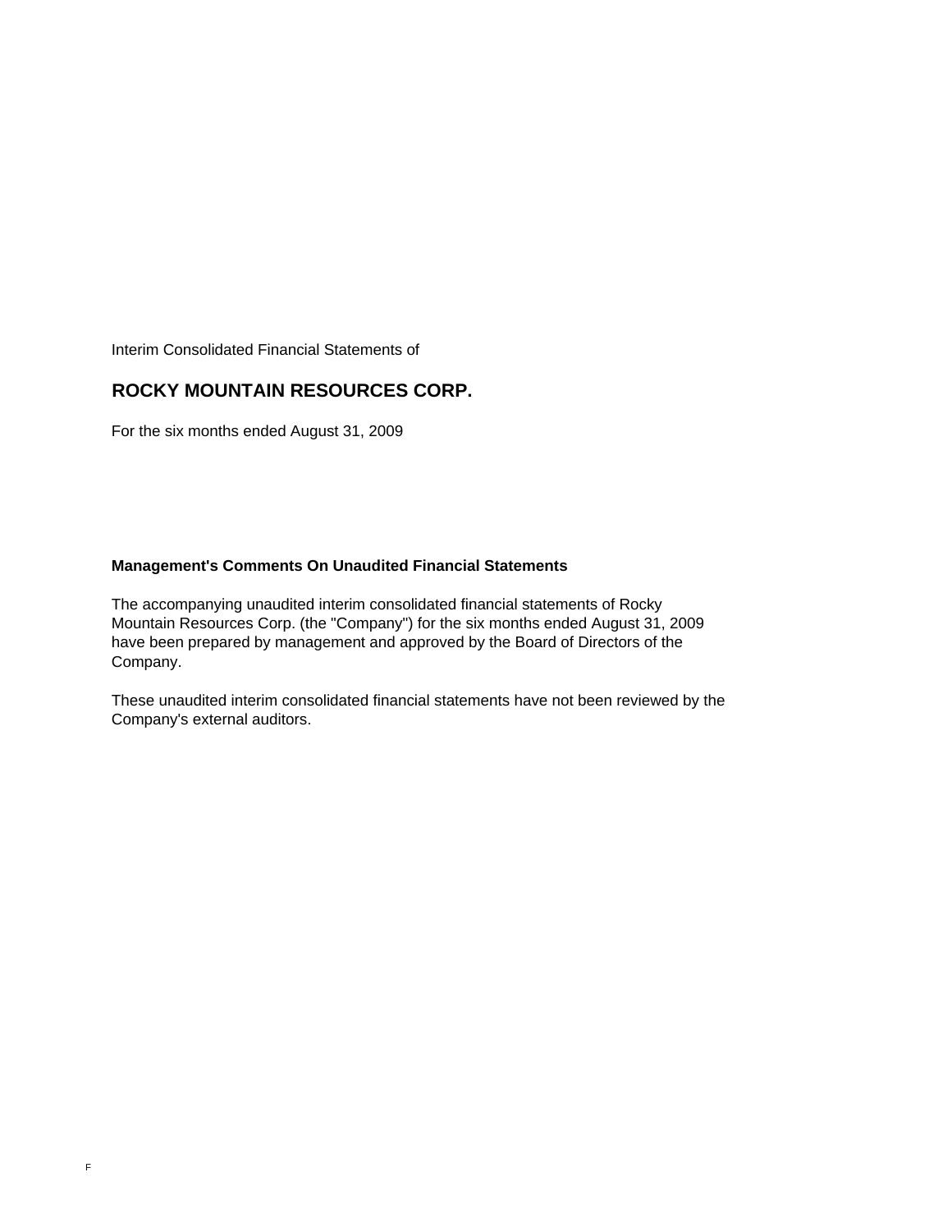Interim Consolidated Financial Statements of

# ROCKY MOUNTAIN RESOURCES CORP.

For the six months ended August 31, 2009

**Management's Comments On Unaudited Financial Statements**

The accompanying unaudited interim consolidated financial statements of Rocky Mountain Resources Corp. (the "Company") for the six months ended August 31, 2009 have been prepared by management and approved by the Board of Directors of the Company.

These unaudited interim consolidated financial statements have not been reviewed by the Company's external auditors.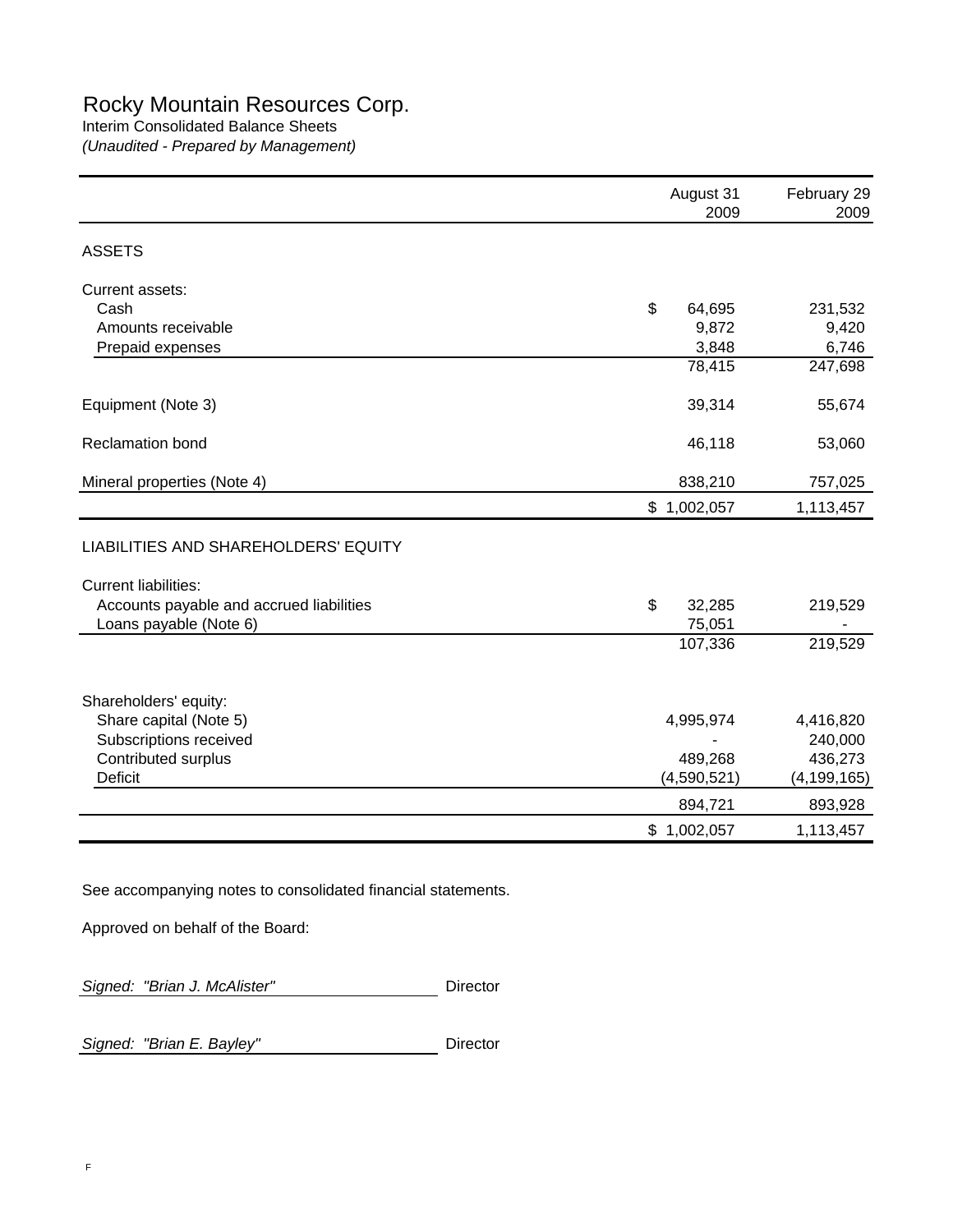# Rocky Mountain Resources Corp.

Interim Consolidated Balance Sheets

*(Unaudited - Prepared by Management)*

| | August 31 2009 | February 29 2009 |
|---|---|---|
| **ASSETS** | | |
| Current assets: | | |
| Cash | $ 64,695 | 231,532 |
| Amounts receivable | 9,872 | 9,420 |
| Prepaid expenses | 3,848 | 6,746 |
| | 78,415 | 247,698 |
| Equipment (Note 3) | 39,314 | 55,674 |
| Reclamation bond | 46,118 | 53,060 |
| Mineral properties (Note 4) | 838,210 | 757,025 |
| | $ 1,002,057 | 1,113,457 |
| **LIABILITIES AND SHAREHOLDERS' EQUITY** | | |
| Current liabilities: | | |
| Accounts payable and accrued liabilities | $ 32,285 | 219,529 |
| Loans payable (Note 6) | 75,051 | - |
| | 107,336 | 219,529 |
| Shareholders' equity: | | |
| Share capital (Note 5) | 4,995,974 | 4,416,820 |
| Subscriptions received | - | 240,000 |
| Contributed surplus | 489,268 | 436,273 |
| Deficit | (4,590,521) | (4,199,165) |
| | 894,721 | 893,928 |
| | $ 1,002,057 | 1,113,457 |

See accompanying notes to consolidated financial statements.

Approved on behalf of the Board:

*Signed: "Brian J. McAlister"* Director

*Signed: "Brian E. Bayley"* Director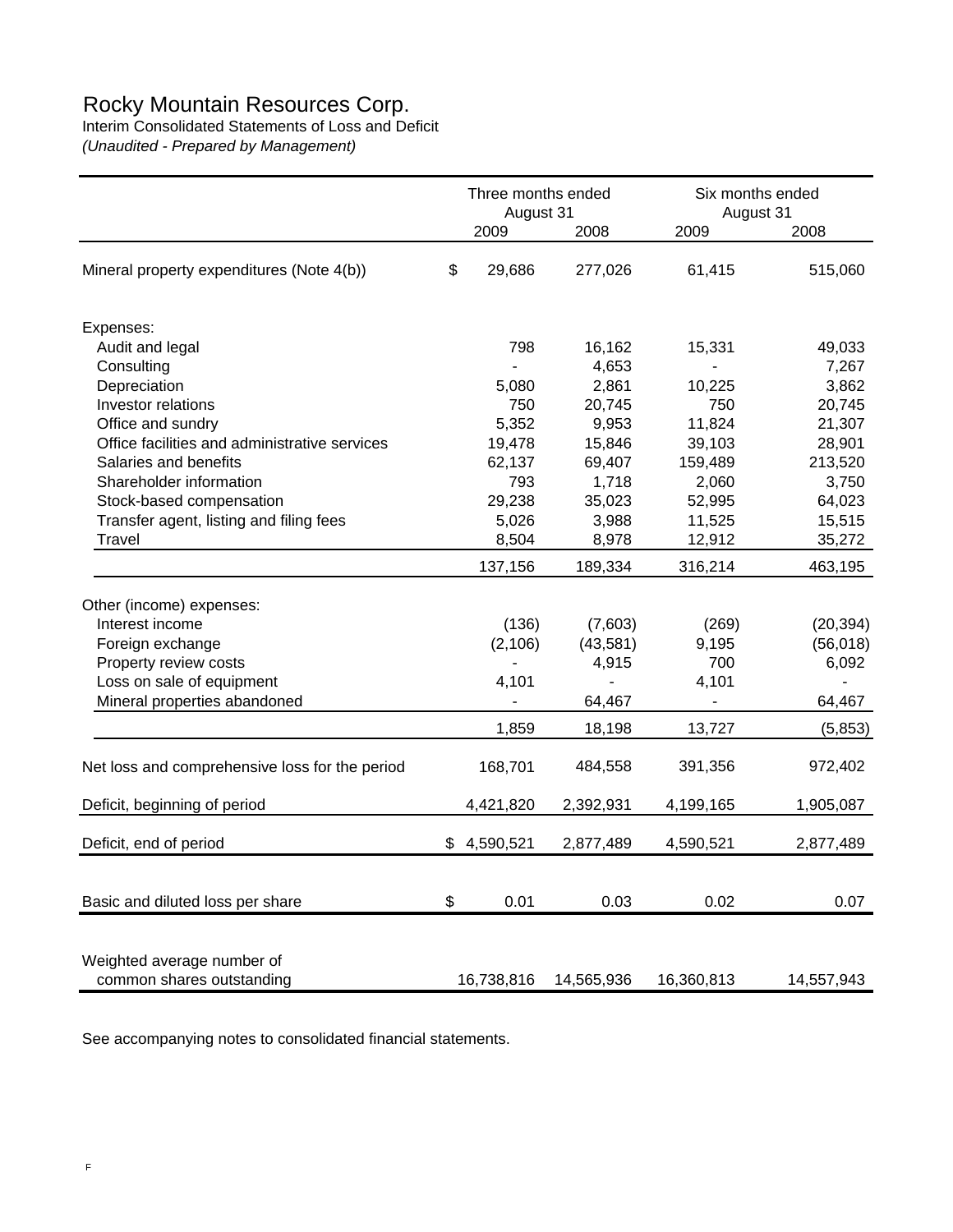# Rocky Mountain Resources Corp.

Interim Consolidated Statements of Loss and Deficit

*(Unaudited - Prepared by Management)*

| | Three months ended August 31 | | Six months ended August 31 | |
|---|---|---|---|---|
| | 2009 | 2008 | 2009 | 2008 |
| Mineral property expenditures (Note 4(b)) | $ 29,686 | 277,026 | 61,415 | 515,060 |
| Expenses: | | | | |
| Audit and legal | 798 | 16,162 | 15,331 | 49,033 |
| Consulting | - | 4,653 | - | 7,267 |
| Depreciation | 5,080 | 2,861 | 10,225 | 3,862 |
| Investor relations | 750 | 20,745 | 750 | 20,745 |
| Office and sundry | 5,352 | 9,953 | 11,824 | 21,307 |
| Office facilities and administrative services | 19,478 | 15,846 | 39,103 | 28,901 |
| Salaries and benefits | 62,137 | 69,407 | 159,489 | 213,520 |
| Shareholder information | 793 | 1,718 | 2,060 | 3,750 |
| Stock-based compensation | 29,238 | 35,023 | 52,995 | 64,023 |
| Transfer agent, listing and filing fees | 5,026 | 3,988 | 11,525 | 15,515 |
| Travel | 8,504 | 8,978 | 12,912 | 35,272 |
| | 137,156 | 189,334 | 316,214 | 463,195 |
| Other (income) expenses: | | | | |
| Interest income | (136) | (7,603) | (269) | (20,394) |
| Foreign exchange | (2,106) | (43,581) | 9,195 | (56,018) |
| Property review costs | - | 4,915 | 700 | 6,092 |
| Loss on sale of equipment | 4,101 | - | 4,101 | - |
| Mineral properties abandoned | - | 64,467 | - | 64,467 |
| | 1,859 | 18,198 | 13,727 | (5,853) |
| Net loss and comprehensive loss for the period | 168,701 | 484,558 | 391,356 | 972,402 |
| Deficit, beginning of period | 4,421,820 | 2,392,931 | 4,199,165 | 1,905,087 |
| Deficit, end of period | $ 4,590,521 | 2,877,489 | 4,590,521 | 2,877,489 |
| Basic and diluted loss per share | $ 0.01 | 0.03 | 0.02 | 0.07 |
| Weighted average number of common shares outstanding | 16,738,816 | 14,565,936 | 16,360,813 | 14,557,943 |

See accompanying notes to consolidated financial statements.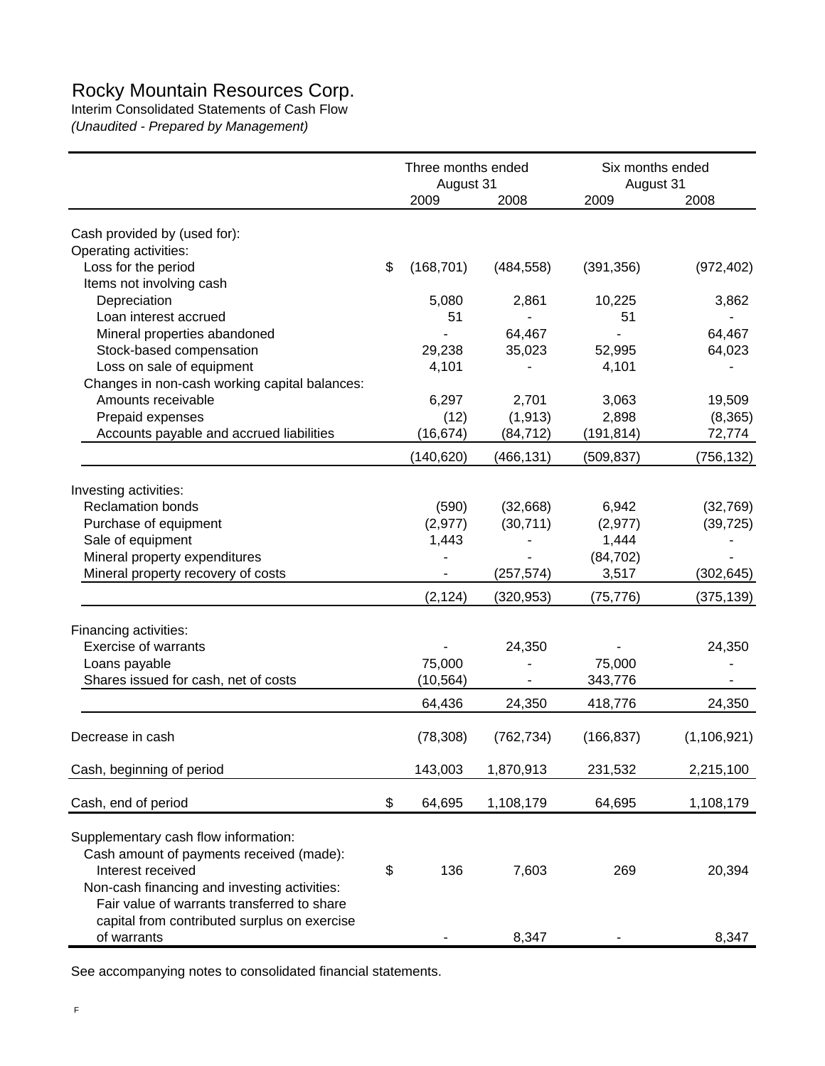# Rocky Mountain Resources Corp.

Interim Consolidated Statements of Cash Flow

*(Unaudited - Prepared by Management)*

| | Three months ended August 31 | | Six months ended August 31 | |
|---|---|---|---|---|
| | 2009 | 2008 | 2009 | 2008 |
| Cash provided by (used for): | | | | |
| Operating activities: | | | | |
| Loss for the period | $ (168,701) | (484,558) | (391,356) | (972,402) |
| Items not involving cash | | | | |
| Depreciation | 5,080 | 2,861 | 10,225 | 3,862 |
| Loan interest accrued | 51 | - | 51 | - |
| Mineral properties abandoned | - | 64,467 | - | 64,467 |
| Stock-based compensation | 29,238 | 35,023 | 52,995 | 64,023 |
| Loss on sale of equipment | 4,101 | - | 4,101 | - |
| Changes in non-cash working capital balances: | | | | |
| Amounts receivable | 6,297 | 2,701 | 3,063 | 19,509 |
| Prepaid expenses | (12) | (1,913) | 2,898 | (8,365) |
| Accounts payable and accrued liabilities | (16,674) | (84,712) | (191,814) | 72,774 |
| | (140,620) | (466,131) | (509,837) | (756,132) |
| Investing activities: | | | | |
| Reclamation bonds | (590) | (32,668) | 6,942 | (32,769) |
| Purchase of equipment | (2,977) | (30,711) | (2,977) | (39,725) |
| Sale of equipment | 1,443 | - | 1,444 | - |
| Mineral property expenditures | - | - | (84,702) | - |
| Mineral property recovery of costs | - | (257,574) | 3,517 | (302,645) |
| | (2,124) | (320,953) | (75,776) | (375,139) |
| Financing activities: | | | | |
| Exercise of warrants | - | 24,350 | - | 24,350 |
| Loans payable | 75,000 | - | 75,000 | - |
| Shares issued for cash, net of costs | (10,564) | - | 343,776 | - |
| | 64,436 | 24,350 | 418,776 | 24,350 |
| Decrease in cash | (78,308) | (762,734) | (166,837) | (1,106,921) |
| Cash, beginning of period | 143,003 | 1,870,913 | 231,532 | 2,215,100 |
| Cash, end of period | $ 64,695 | 1,108,179 | 64,695 | 1,108,179 |
| Supplementary cash flow information: | | | | |
| Cash amount of payments received (made): | | | | |
| Interest received | $ 136 | 7,603 | 269 | 20,394 |
| Non-cash financing and investing activities: | | | | |
| Fair value of warrants transferred to share capital from contributed surplus on exercise of warrants | - | 8,347 | - | 8,347 |

See accompanying notes to consolidated financial statements.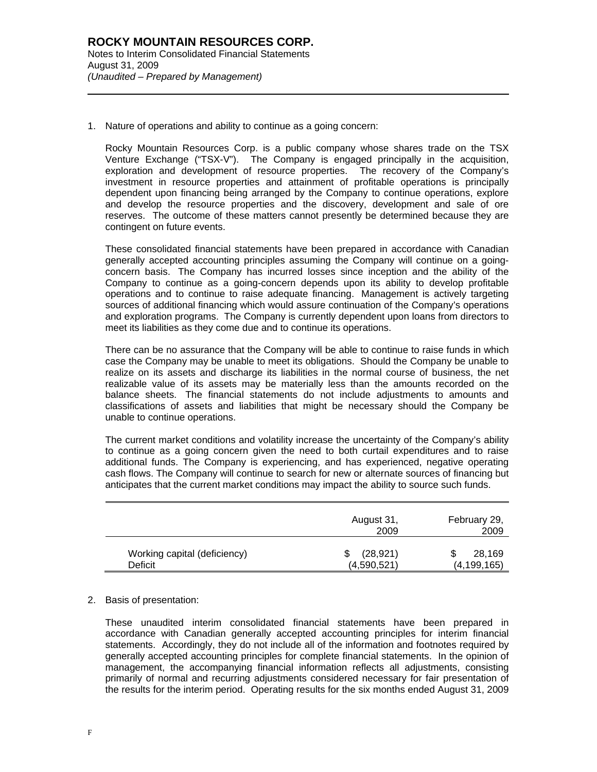1. Nature of operations and ability to continue as a going concern:

   Rocky Mountain Resources Corp. is a public company whose shares trade on the TSX Venture Exchange ("TSX-V"). The Company is engaged principally in the acquisition, exploration and development of resource properties. The recovery of the Company's investment in resource properties and attainment of profitable operations is principally dependent upon financing being arranged by the Company to continue operations, explore and develop the resource properties and the discovery, development and sale of ore reserves. The outcome of these matters cannot presently be determined because they are contingent on future events.

   These consolidated financial statements have been prepared in accordance with Canadian generally accepted accounting principles assuming the Company will continue on a going-concern basis. The Company has incurred losses since inception and the ability of the Company to continue as a going-concern depends upon its ability to develop profitable operations and to continue to raise adequate financing. Management is actively targeting sources of additional financing which would assure continuation of the Company's operations and exploration programs. The Company is currently dependent upon loans from directors to meet its liabilities as they come due and to continue its operations.

   There can be no assurance that the Company will be able to continue to raise funds in which case the Company may be unable to meet its obligations. Should the Company be unable to realize on its assets and discharge its liabilities in the normal course of business, the net realizable value of its assets may be materially less than the amounts recorded on the balance sheets. The financial statements do not include adjustments to amounts and classifications of assets and liabilities that might be necessary should the Company be unable to continue operations.

   The current market conditions and volatility increase the uncertainty of the Company's ability to continue as a going concern given the need to both curtail expenditures and to raise additional funds. The Company is experiencing, and has experienced, negative operating cash flows. The Company will continue to search for new or alternate sources of financing but anticipates that the current market conditions may impact the ability to source such funds.

| | August 31, 2009 | February 29, 2009 |
|---|---|---|
| Working capital (deficiency) | $ (28,921) | $ 28,169 |
| Deficit | (4,590,521) | (4,199,165) |

2. Basis of presentation:

   These unaudited interim consolidated financial statements have been prepared in accordance with Canadian generally accepted accounting principles for interim financial statements. Accordingly, they do not include all of the information and footnotes required by generally accepted accounting principles for complete financial statements. In the opinion of management, the accompanying financial information reflects all adjustments, consisting primarily of normal and recurring adjustments considered necessary for fair presentation of the results for the interim period. Operating results for the six months ended August 31, 2009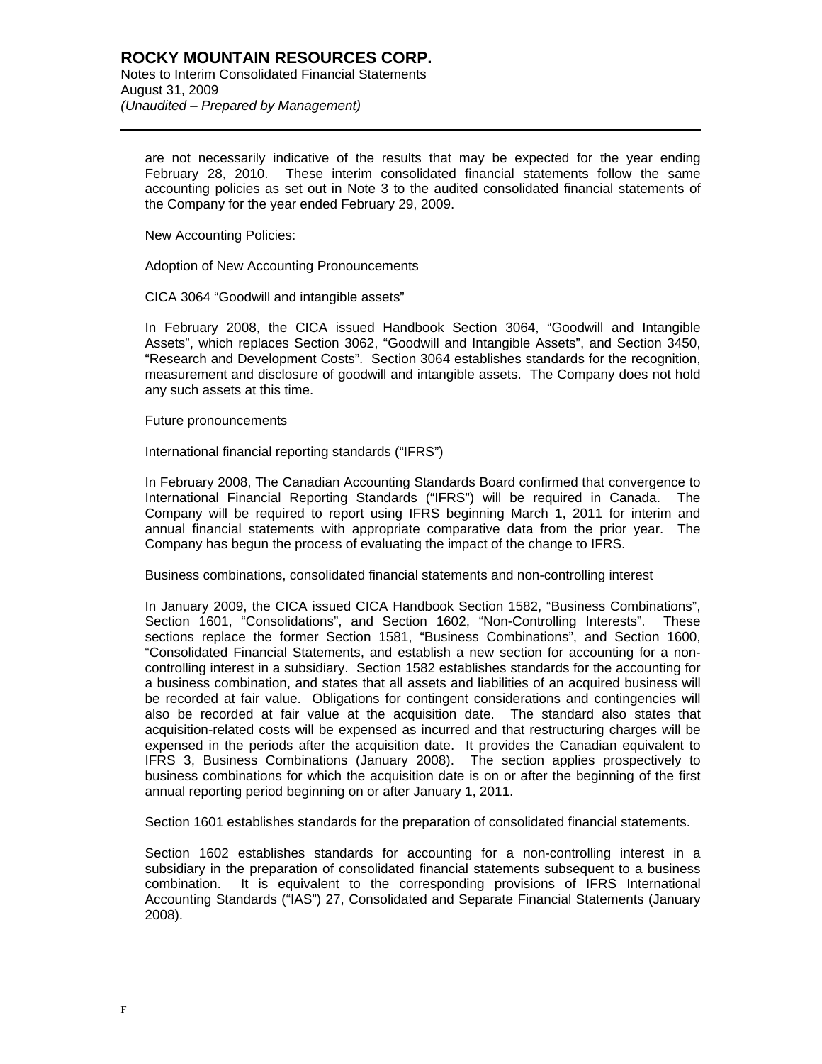are not necessarily indicative of the results that may be expected for the year ending February 28, 2010. These interim consolidated financial statements follow the same accounting policies as set out in Note 3 to the audited consolidated financial statements of the Company for the year ended February 29, 2009.

New Accounting Policies:

Adoption of New Accounting Pronouncements

CICA 3064 "Goodwill and intangible assets"

In February 2008, the CICA issued Handbook Section 3064, "Goodwill and Intangible Assets", which replaces Section 3062, "Goodwill and Intangible Assets", and Section 3450, "Research and Development Costs". Section 3064 establishes standards for the recognition, measurement and disclosure of goodwill and intangible assets. The Company does not hold any such assets at this time.

Future pronouncements

International financial reporting standards ("IFRS")

In February 2008, The Canadian Accounting Standards Board confirmed that convergence to International Financial Reporting Standards ("IFRS") will be required in Canada. The Company will be required to report using IFRS beginning March 1, 2011 for interim and annual financial statements with appropriate comparative data from the prior year. The Company has begun the process of evaluating the impact of the change to IFRS.

Business combinations, consolidated financial statements and non-controlling interest

In January 2009, the CICA issued CICA Handbook Section 1582, "Business Combinations", Section 1601, "Consolidations", and Section 1602, "Non-Controlling Interests". These sections replace the former Section 1581, "Business Combinations", and Section 1600, "Consolidated Financial Statements, and establish a new section for accounting for a non-controlling interest in a subsidiary. Section 1582 establishes standards for the accounting for a business combination, and states that all assets and liabilities of an acquired business will be recorded at fair value. Obligations for contingent considerations and contingencies will also be recorded at fair value at the acquisition date. The standard also states that acquisition-related costs will be expensed as incurred and that restructuring charges will be expensed in the periods after the acquisition date. It provides the Canadian equivalent to IFRS 3, Business Combinations (January 2008). The section applies prospectively to business combinations for which the acquisition date is on or after the beginning of the first annual reporting period beginning on or after January 1, 2011.

Section 1601 establishes standards for the preparation of consolidated financial statements.

Section 1602 establishes standards for accounting for a non-controlling interest in a subsidiary in the preparation of consolidated financial statements subsequent to a business combination. It is equivalent to the corresponding provisions of IFRS International Accounting Standards ("IAS") 27, Consolidated and Separate Financial Statements (January 2008).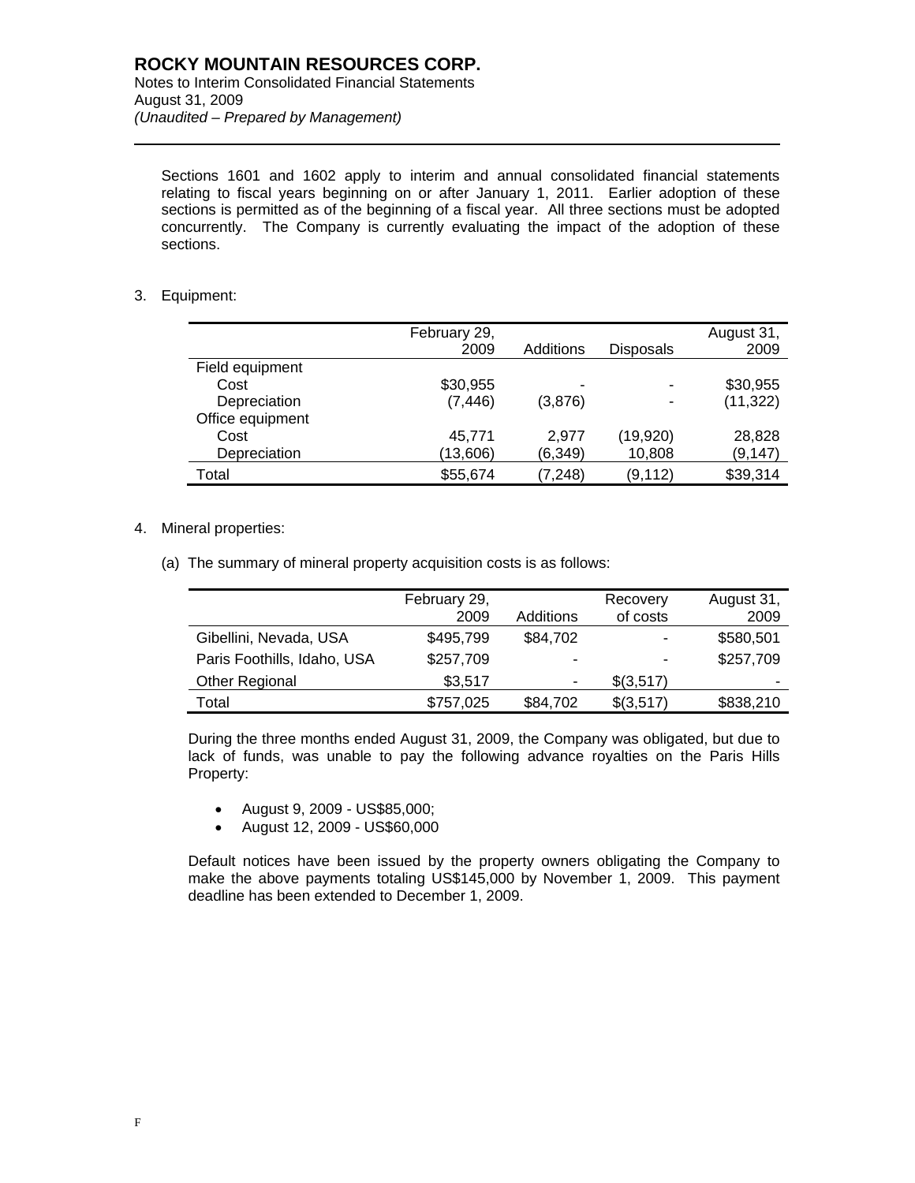Sections 1601 and 1602 apply to interim and annual consolidated financial statements relating to fiscal years beginning on or after January 1, 2011. Earlier adoption of these sections is permitted as of the beginning of a fiscal year. All three sections must be adopted concurrently. The Company is currently evaluating the impact of the adoption of these sections.

3. Equipment:

| | February 29, 2009 | Additions | Disposals | August 31, 2009 |
|---|---|---|---|---|
| Field equipment | | | | |
| Cost | $30,955 | - | - | $30,955 |
| Depreciation | (7,446) | (3,876) | - | (11,322) |
| Office equipment | | | | |
| Cost | 45,771 | 2,977 | (19,920) | 28,828 |
| Depreciation | (13,606) | (6,349) | 10,808 | (9,147) |
| Total | $55,674 | (7,248) | (9,112) | $39,314 |

4. Mineral properties:

(a) The summary of mineral property acquisition costs is as follows:

| | February 29, 2009 | Additions | Recovery of costs | August 31, 2009 |
|---|---|---|---|---|
| Gibellini, Nevada, USA | $495,799 | $84,702 | - | $580,501 |
| Paris Foothills, Idaho, USA | $257,709 | - | - | $257,709 |
| Other Regional | $3,517 | - | $(3,517) | - |
| Total | $757,025 | $84,702 | $(3,517) | $838,210 |

During the three months ended August 31, 2009, the Company was obligated, but due to lack of funds, was unable to pay the following advance royalties on the Paris Hills Property:

- August 9, 2009 - US$85,000;
- August 12, 2009 - US$60,000

Default notices have been issued by the property owners obligating the Company to make the above payments totaling US$145,000 by November 1, 2009. This payment deadline has been extended to December 1, 2009.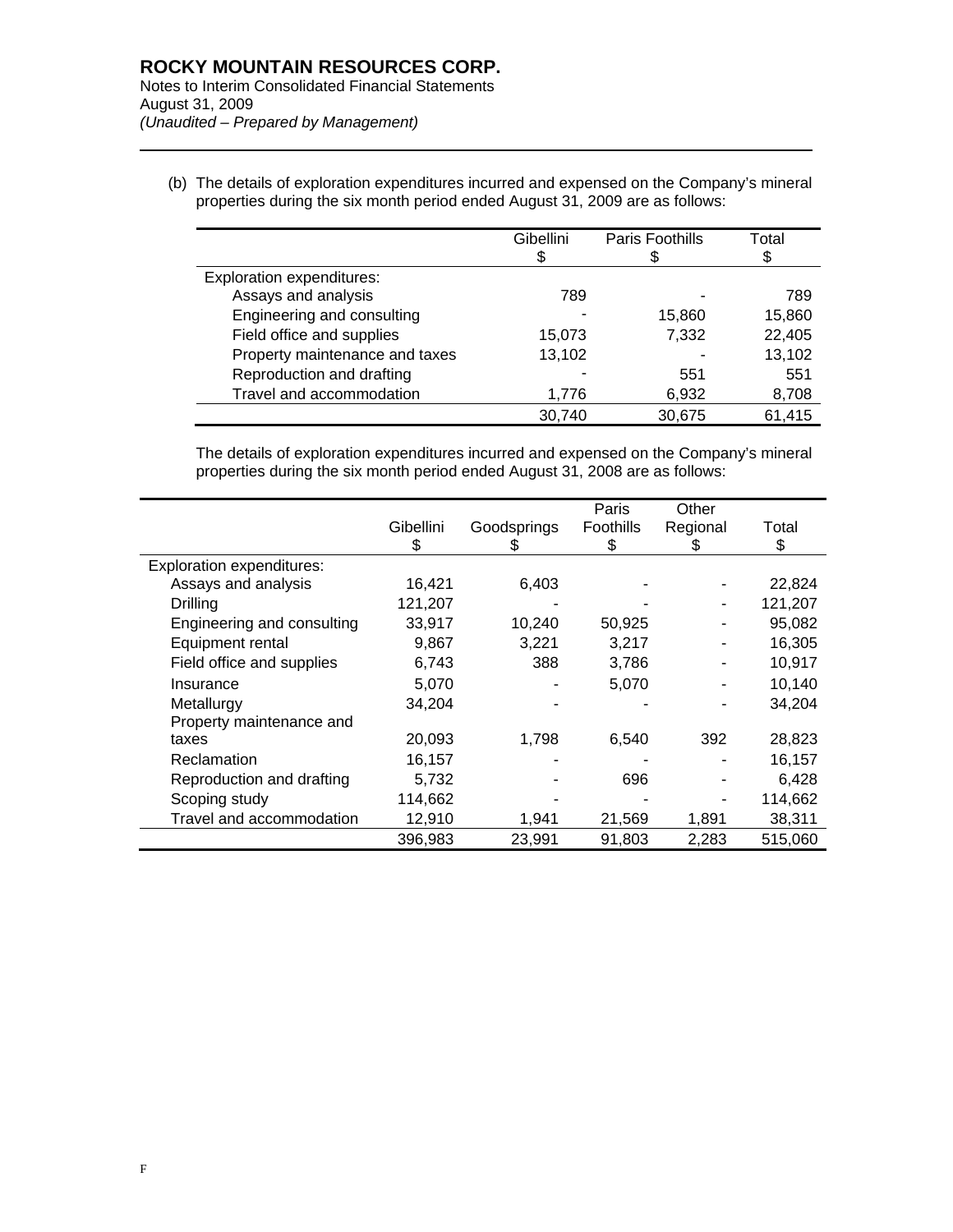(b) The details of exploration expenditures incurred and expensed on the Company's mineral properties during the six month period ended August 31, 2009 are as follows:

| | Gibellini<br>$ | Paris Foothills<br>$ | Total<br>$ |
|---|---|---|---|
| Exploration expenditures: | | | |
| Assays and analysis | 789 | - | 789 |
| Engineering and consulting | - | 15,860 | 15,860 |
| Field office and supplies | 15,073 | 7,332 | 22,405 |
| Property maintenance and taxes | 13,102 | - | 13,102 |
| Reproduction and drafting | - | 551 | 551 |
| Travel and accommodation | 1,776 | 6,932 | 8,708 |
| | 30,740 | 30,675 | 61,415 |

The details of exploration expenditures incurred and expensed on the Company's mineral properties during the six month period ended August 31, 2008 are as follows:

| | Gibellini<br>$ | Goodsprings<br>$ | Paris Foothills<br>$ | Other Regional<br>$ | Total<br>$ |
|---|---|---|---|---|---|
| Exploration expenditures: | | | | | |
| Assays and analysis | 16,421 | 6,403 | - | - | 22,824 |
| Drilling | 121,207 | - | - | - | 121,207 |
| Engineering and consulting | 33,917 | 10,240 | 50,925 | - | 95,082 |
| Equipment rental | 9,867 | 3,221 | 3,217 | - | 16,305 |
| Field office and supplies | 6,743 | 388 | 3,786 | - | 10,917 |
| Insurance | 5,070 | - | 5,070 | - | 10,140 |
| Metallurgy | 34,204 | - | - | - | 34,204 |
| Property maintenance and taxes | 20,093 | 1,798 | 6,540 | 392 | 28,823 |
| Reclamation | 16,157 | - | - | - | 16,157 |
| Reproduction and drafting | 5,732 | - | 696 | - | 6,428 |
| Scoping study | 114,662 | - | - | - | 114,662 |
| Travel and accommodation | 12,910 | 1,941 | 21,569 | 1,891 | 38,311 |
| | 396,983 | 23,991 | 91,803 | 2,283 | 515,060 |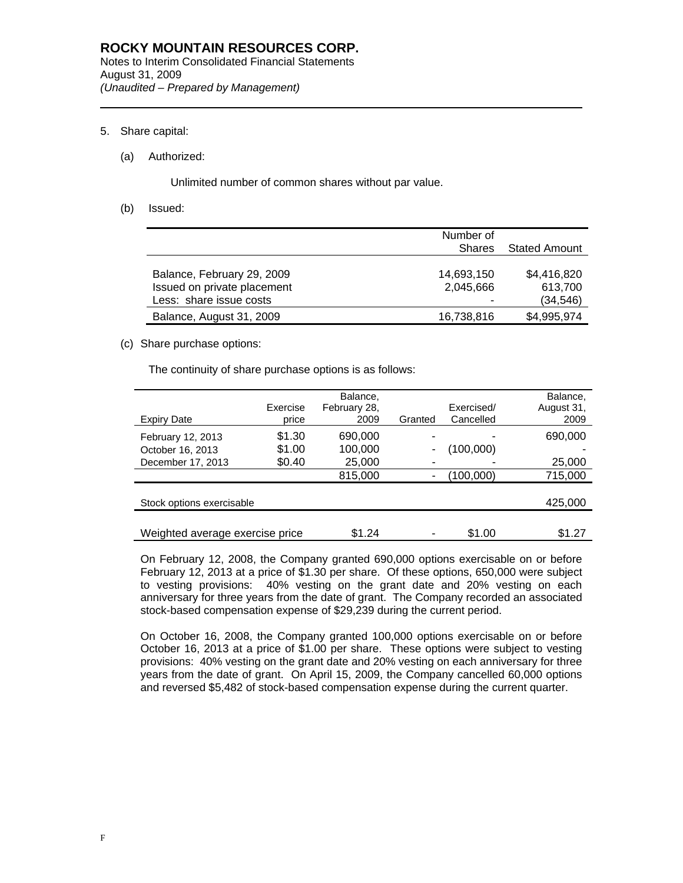## 5. Share capital:

(a) Authorized:

Unlimited number of common shares without par value.

(b) Issued:

| | Number of Shares | Stated Amount |
|---|---|---|
| Balance, February 29, 2009 | 14,693,150 | $4,416,820 |
| Issued on private placement | 2,045,666 | 613,700 |
| Less: share issue costs | - | (34,546) |
| Balance, August 31, 2009 | 16,738,816 | $4,995,974 |

(c) Share purchase options:

The continuity of share purchase options is as follows:

| Expiry Date | Exercise price | Balance, February 28, 2009 | Granted | Exercised/ Cancelled | Balance, August 31, 2009 |
|---|---|---|---|---|---|
| February 12, 2013 | $1.30 | 690,000 | - | - | 690,000 |
| October 16, 2013 | $1.00 | 100,000 | - | (100,000) | - |
| December 17, 2013 | $0.40 | 25,000 | - | - | 25,000 |
| | | 815,000 | - | (100,000) | 715,000 |
| Stock options exercisable | | | | | 425,000 |
| Weighted average exercise price | | $1.24 | - | $1.00 | $1.27 |

On February 12, 2008, the Company granted 690,000 options exercisable on or before February 12, 2013 at a price of $1.30 per share. Of these options, 650,000 were subject to vesting provisions: 40% vesting on the grant date and 20% vesting on each anniversary for three years from the date of grant. The Company recorded an associated stock-based compensation expense of $29,239 during the current period.

On October 16, 2008, the Company granted 100,000 options exercisable on or before October 16, 2013 at a price of $1.00 per share. These options were subject to vesting provisions: 40% vesting on the grant date and 20% vesting on each anniversary for three years from the date of grant. On April 15, 2009, the Company cancelled 60,000 options and reversed $5,482 of stock-based compensation expense during the current quarter.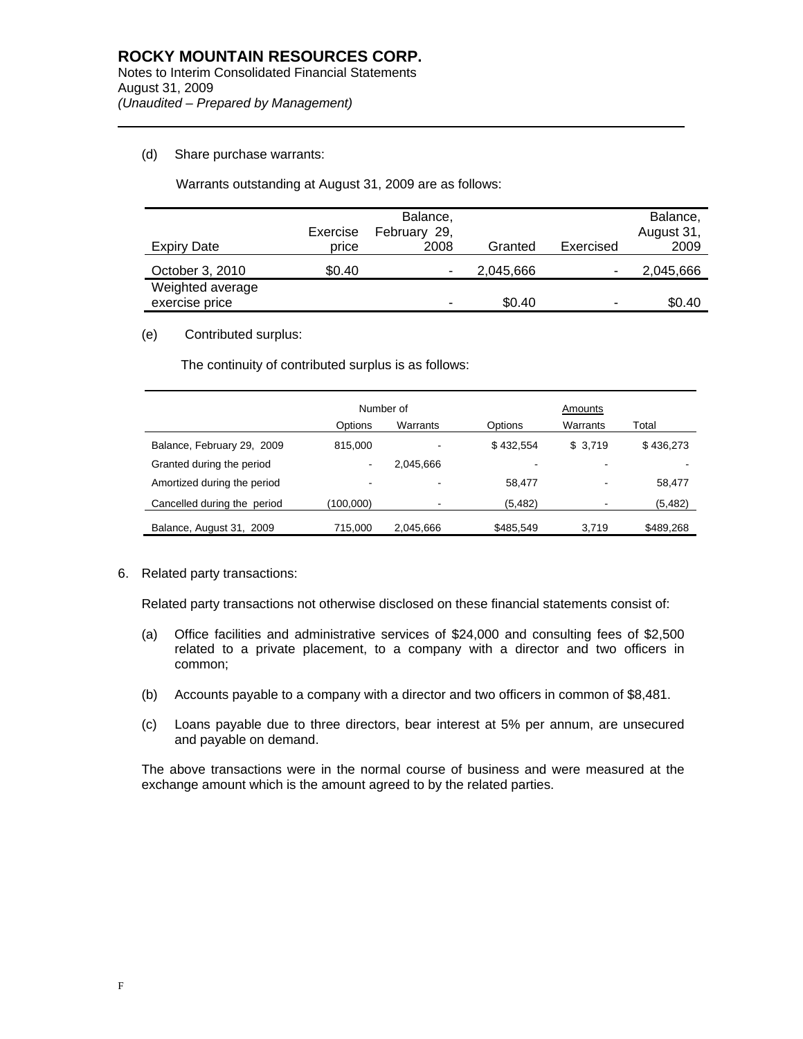(d) Share purchase warrants:

Warrants outstanding at August 31, 2009 are as follows:

| Expiry Date | Exercise price | Balance, February 29, 2008 | Granted | Exercised | Balance, August 31, 2009 |
|---|---|---|---|---|---|
| October 3, 2010 | $0.40 | - | 2,045,666 | - | 2,045,666 |
| Weighted average exercise price | | - | $0.40 | - | $0.40 |

(e) Contributed surplus:

The continuity of contributed surplus is as follows:

| | Number of | | Amounts | | |
|---|---|---|---|---|---|
| | Options | Warrants | Options | Warrants | Total |
| Balance, February 29, 2009 | 815,000 | - | $ 432,554 | $ 3,719 | $ 436,273 |
| Granted during the period | - | 2,045,666 | - | - | - |
| Amortized during the period | - | - | 58,477 | - | 58,477 |
| Cancelled during the period | (100,000) | - | (5,482) | - | (5,482) |
| Balance, August 31, 2009 | 715,000 | 2,045,666 | $485,549 | 3,719 | $489,268 |

6. Related party transactions:

Related party transactions not otherwise disclosed on these financial statements consist of:

(a) Office facilities and administrative services of $24,000 and consulting fees of $2,500 related to a private placement, to a company with a director and two officers in common;

(b) Accounts payable to a company with a director and two officers in common of $8,481.

(c) Loans payable due to three directors, bear interest at 5% per annum, are unsecured and payable on demand.

The above transactions were in the normal course of business and were measured at the exchange amount which is the amount agreed to by the related parties.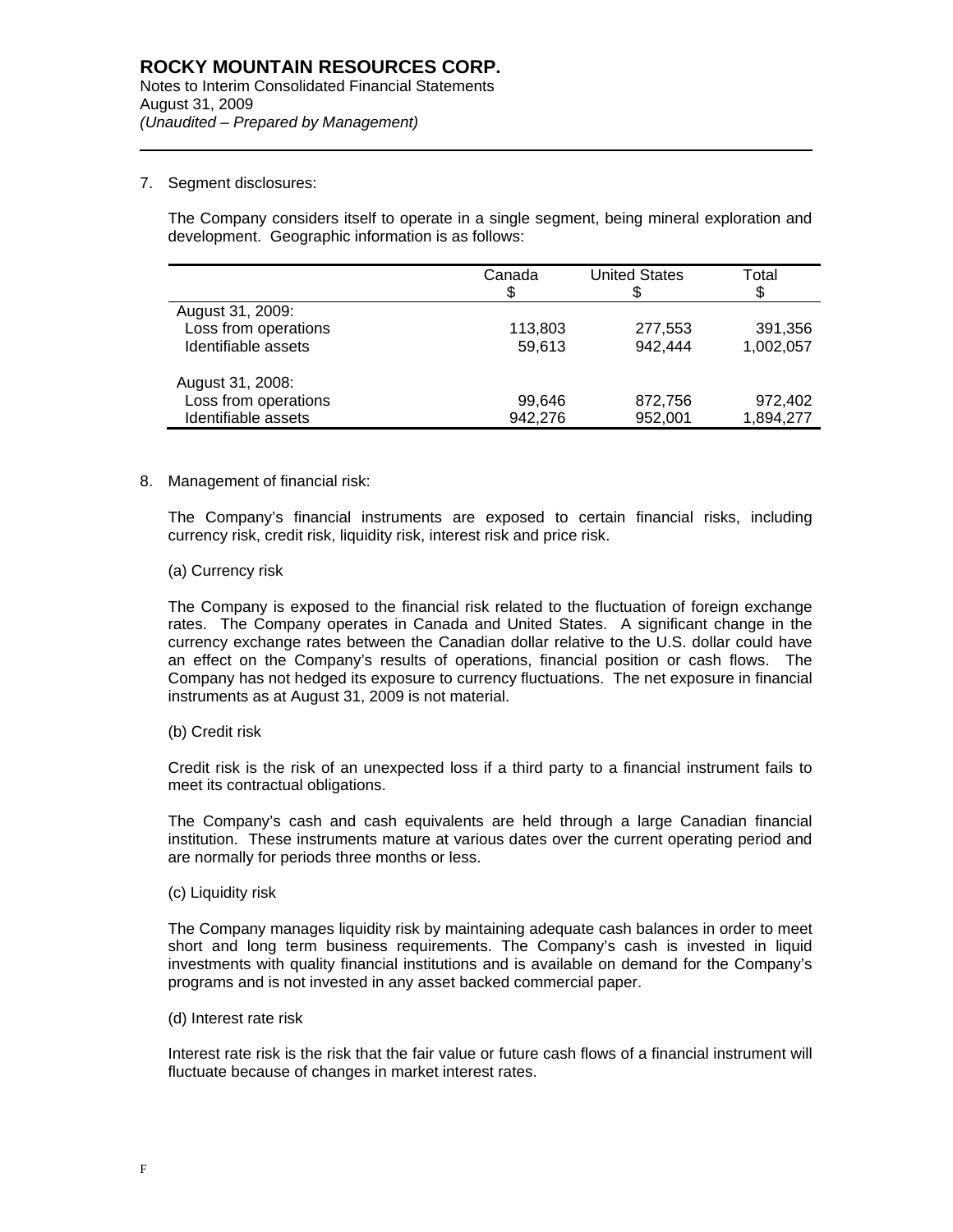# ROCKY MOUNTAIN RESOURCES CORP.

Notes to Interim Consolidated Financial Statements
August 31, 2009
*(Unaudited – Prepared by Management)*

7. Segment disclosures:

The Company considers itself to operate in a single segment, being mineral exploration and development. Geographic information is as follows:

| | Canada<br>$ | United States<br>$ | Total<br>$ |
|---|---|---|---|
| August 31, 2009: | | | |
| Loss from operations | 113,803 | 277,553 | 391,356 |
| Identifiable assets | 59,613 | 942,444 | 1,002,057 |
| August 31, 2008: | | | |
| Loss from operations | 99,646 | 872,756 | 972,402 |
| Identifiable assets | 942,276 | 952,001 | 1,894,277 |

8. Management of financial risk:

The Company's financial instruments are exposed to certain financial risks, including currency risk, credit risk, liquidity risk, interest risk and price risk.

(a) Currency risk

The Company is exposed to the financial risk related to the fluctuation of foreign exchange rates. The Company operates in Canada and United States. A significant change in the currency exchange rates between the Canadian dollar relative to the U.S. dollar could have an effect on the Company's results of operations, financial position or cash flows. The Company has not hedged its exposure to currency fluctuations. The net exposure in financial instruments as at August 31, 2009 is not material.

(b) Credit risk

Credit risk is the risk of an unexpected loss if a third party to a financial instrument fails to meet its contractual obligations.

The Company's cash and cash equivalents are held through a large Canadian financial institution. These instruments mature at various dates over the current operating period and are normally for periods three months or less.

(c) Liquidity risk

The Company manages liquidity risk by maintaining adequate cash balances in order to meet short and long term business requirements. The Company's cash is invested in liquid investments with quality financial institutions and is available on demand for the Company's programs and is not invested in any asset backed commercial paper.

(d) Interest rate risk

Interest rate risk is the risk that the fair value or future cash flows of a financial instrument will fluctuate because of changes in market interest rates.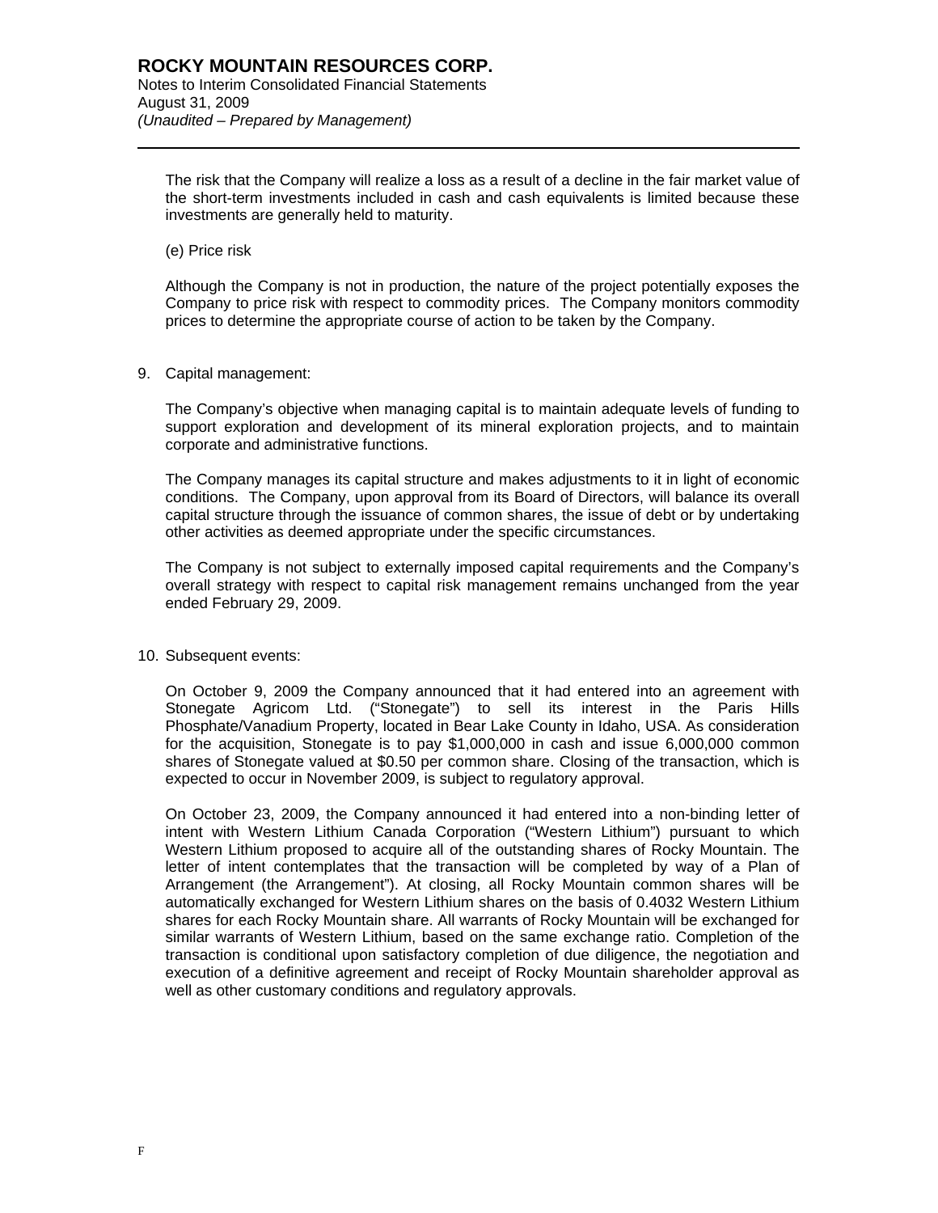The risk that the Company will realize a loss as a result of a decline in the fair market value of the short-term investments included in cash and cash equivalents is limited because these investments are generally held to maturity.

(e) Price risk

Although the Company is not in production, the nature of the project potentially exposes the Company to price risk with respect to commodity prices. The Company monitors commodity prices to determine the appropriate course of action to be taken by the Company.

9. Capital management:

The Company's objective when managing capital is to maintain adequate levels of funding to support exploration and development of its mineral exploration projects, and to maintain corporate and administrative functions.

The Company manages its capital structure and makes adjustments to it in light of economic conditions. The Company, upon approval from its Board of Directors, will balance its overall capital structure through the issuance of common shares, the issue of debt or by undertaking other activities as deemed appropriate under the specific circumstances.

The Company is not subject to externally imposed capital requirements and the Company's overall strategy with respect to capital risk management remains unchanged from the year ended February 29, 2009.

10. Subsequent events:

On October 9, 2009 the Company announced that it had entered into an agreement with Stonegate Agricom Ltd. ("Stonegate") to sell its interest in the Paris Hills Phosphate/Vanadium Property, located in Bear Lake County in Idaho, USA. As consideration for the acquisition, Stonegate is to pay $1,000,000 in cash and issue 6,000,000 common shares of Stonegate valued at $0.50 per common share. Closing of the transaction, which is expected to occur in November 2009, is subject to regulatory approval.

On October 23, 2009, the Company announced it had entered into a non-binding letter of intent with Western Lithium Canada Corporation ("Western Lithium") pursuant to which Western Lithium proposed to acquire all of the outstanding shares of Rocky Mountain. The letter of intent contemplates that the transaction will be completed by way of a Plan of Arrangement (the Arrangement"). At closing, all Rocky Mountain common shares will be automatically exchanged for Western Lithium shares on the basis of 0.4032 Western Lithium shares for each Rocky Mountain share. All warrants of Rocky Mountain will be exchanged for similar warrants of Western Lithium, based on the same exchange ratio. Completion of the transaction is conditional upon satisfactory completion of due diligence, the negotiation and execution of a definitive agreement and receipt of Rocky Mountain shareholder approval as well as other customary conditions and regulatory approvals.